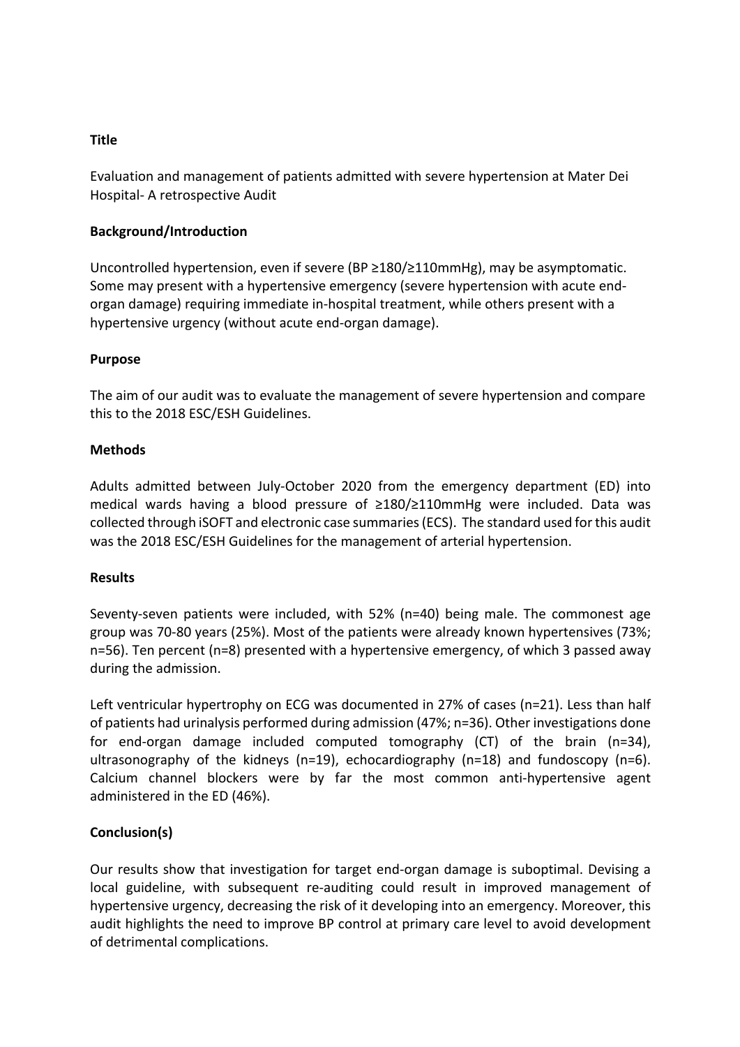## Title

Evaluation and management of patients admitted with severe hypertension at Mater Dei Hospital- A retrospective Audit

## Background/Introduction

Uncontrolled hypertension, even if severe (BP ≥180/≥110mmHg), may be asymptomatic. Some may present with a hypertensive emergency (severe hypertension with acute end-organ damage) requiring immediate in-hospital treatment, while others present with a hypertensive urgency (without acute end-organ damage).

## Purpose

The aim of our audit was to evaluate the management of severe hypertension and compare this to the 2018 ESC/ESH Guidelines.

## Methods

Adults admitted between July-October 2020 from the emergency department (ED) into medical wards having a blood pressure of ≥180/≥110mmHg were included. Data was collected through iSOFT and electronic case summaries (ECS). The standard used for this audit was the 2018 ESC/ESH Guidelines for the management of arterial hypertension.

## Results

Seventy-seven patients were included, with 52% (n=40) being male. The commonest age group was 70-80 years (25%). Most of the patients were already known hypertensives (73%; n=56). Ten percent (n=8) presented with a hypertensive emergency, of which 3 passed away during the admission.

Left ventricular hypertrophy on ECG was documented in 27% of cases (n=21). Less than half of patients had urinalysis performed during admission (47%; n=36). Other investigations done for end-organ damage included computed tomography (CT) of the brain (n=34), ultrasonography of the kidneys (n=19), echocardiography (n=18) and fundoscopy (n=6). Calcium channel blockers were by far the most common anti-hypertensive agent administered in the ED (46%).

## Conclusion(s)

Our results show that investigation for target end-organ damage is suboptimal. Devising a local guideline, with subsequent re-auditing could result in improved management of hypertensive urgency, decreasing the risk of it developing into an emergency. Moreover, this audit highlights the need to improve BP control at primary care level to avoid development of detrimental complications.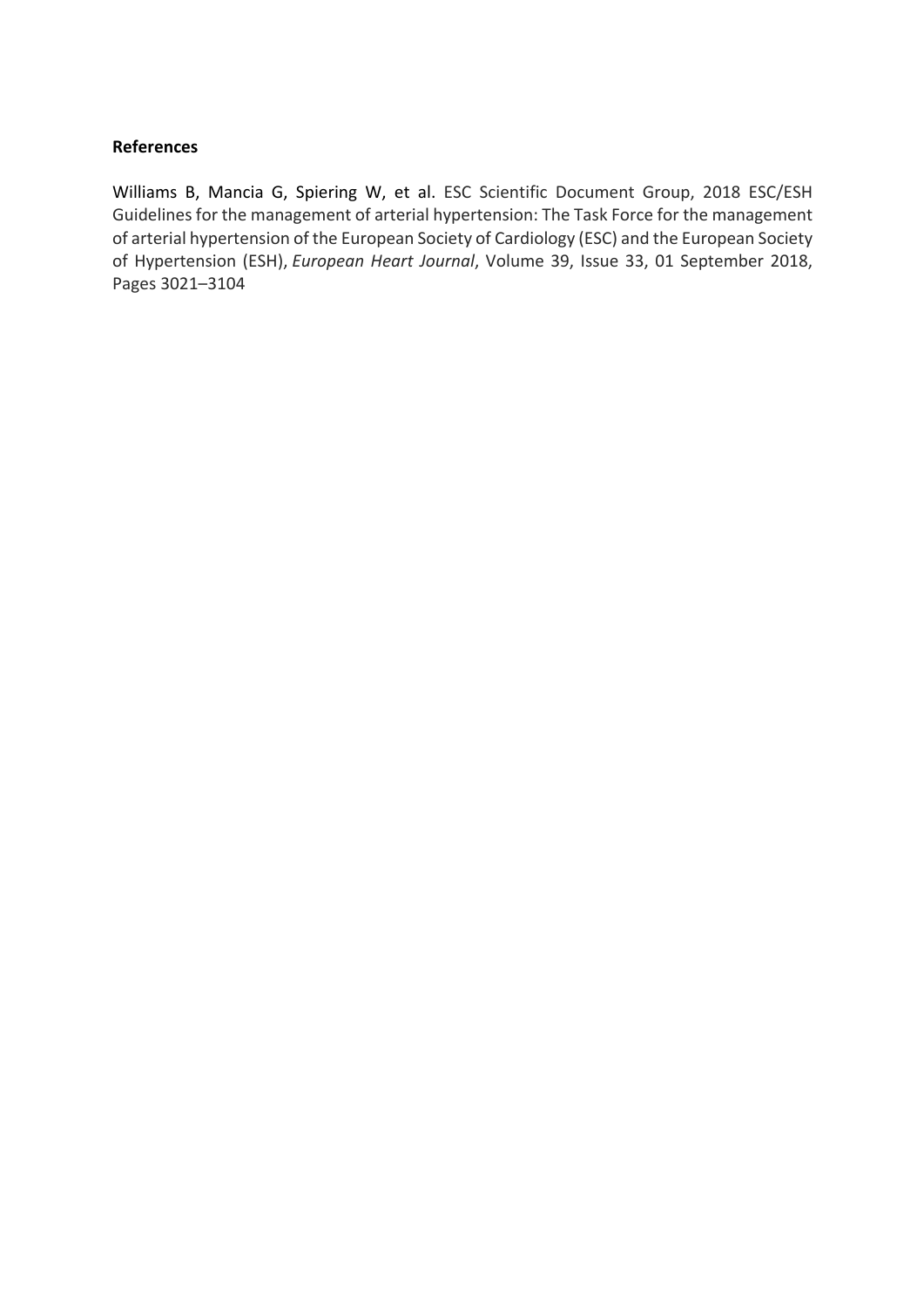**References**

Williams B, Mancia G, Spiering W, et al. ESC Scientific Document Group, 2018 ESC/ESH Guidelines for the management of arterial hypertension: The Task Force for the management of arterial hypertension of the European Society of Cardiology (ESC) and the European Society of Hypertension (ESH), *European Heart Journal*, Volume 39, Issue 33, 01 September 2018, Pages 3021–3104